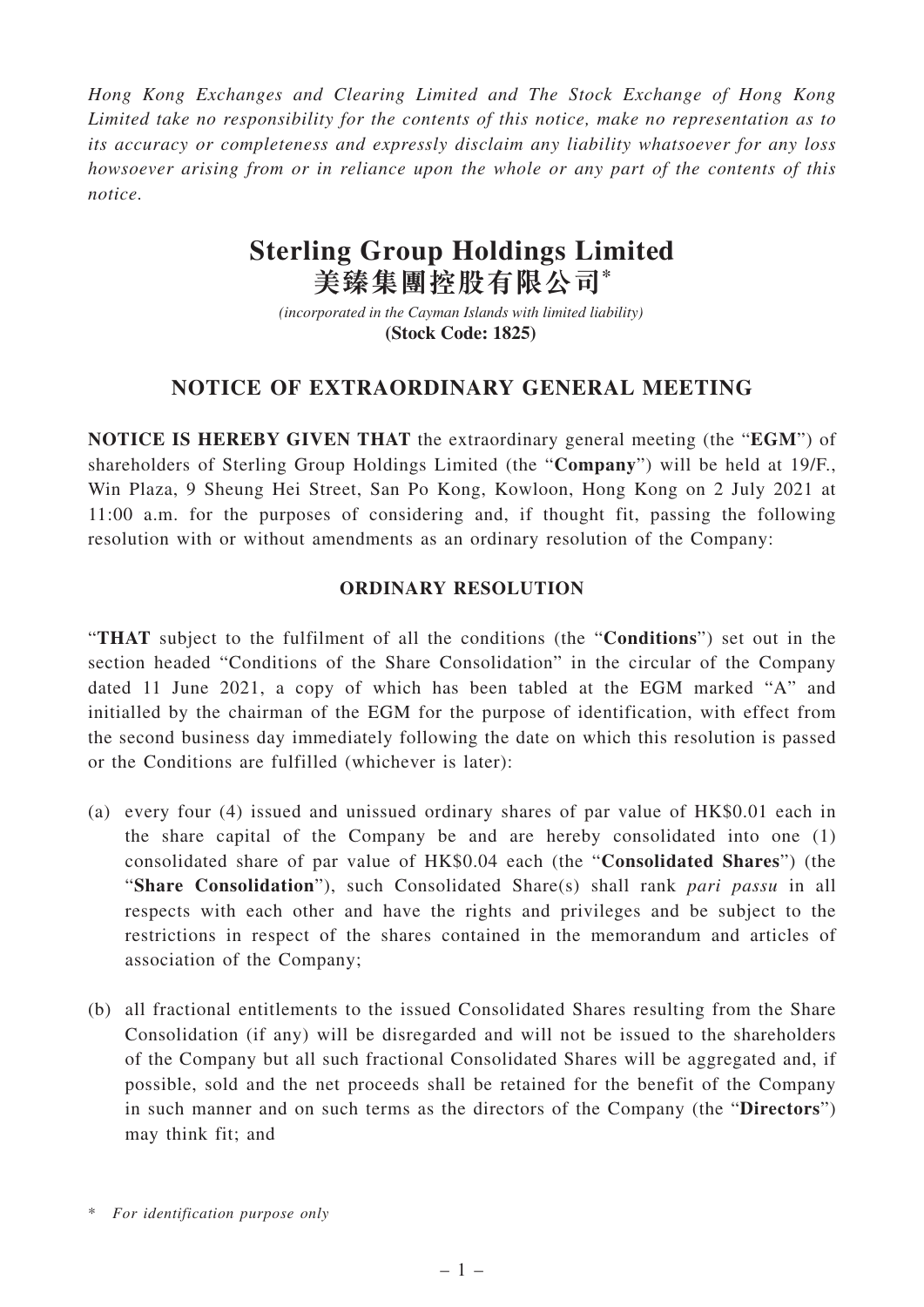*Hong Kong Exchanges and Clearing Limited and The Stock Exchange of Hong Kong Limited take no responsibility for the contents of this notice, make no representation as to its accuracy or completeness and expressly disclaim any liability whatsoever for any loss howsoever arising from or in reliance upon the whole or any part of the contents of this notice.*

# Sterling Group Holdings Limited
# 美臻集團控股有限公司*

*(incorporated in the Cayman Islands with limited liability)*
**(Stock Code: 1825)**

## NOTICE OF EXTRAORDINARY GENERAL MEETING

**NOTICE IS HEREBY GIVEN THAT** the extraordinary general meeting (the "**EGM**") of shareholders of Sterling Group Holdings Limited (the "**Company**") will be held at 19/F., Win Plaza, 9 Sheung Hei Street, San Po Kong, Kowloon, Hong Kong on 2 July 2021 at 11:00 a.m. for the purposes of considering and, if thought fit, passing the following resolution with or without amendments as an ordinary resolution of the Company:

### ORDINARY RESOLUTION

"**THAT** subject to the fulfilment of all the conditions (the "**Conditions**") set out in the section headed "Conditions of the Share Consolidation" in the circular of the Company dated 11 June 2021, a copy of which has been tabled at the EGM marked "A" and initialled by the chairman of the EGM for the purpose of identification, with effect from the second business day immediately following the date on which this resolution is passed or the Conditions are fulfilled (whichever is later):

(a) every four (4) issued and unissued ordinary shares of par value of HK$0.01 each in the share capital of the Company be and are hereby consolidated into one (1) consolidated share of par value of HK$0.04 each (the "**Consolidated Shares**") (the "**Share Consolidation**"), such Consolidated Share(s) shall rank *pari passu* in all respects with each other and have the rights and privileges and be subject to the restrictions in respect of the shares contained in the memorandum and articles of association of the Company;

(b) all fractional entitlements to the issued Consolidated Shares resulting from the Share Consolidation (if any) will be disregarded and will not be issued to the shareholders of the Company but all such fractional Consolidated Shares will be aggregated and, if possible, sold and the net proceeds shall be retained for the benefit of the Company in such manner and on such terms as the directors of the Company (the "**Directors**") may think fit; and

\* *For identification purpose only*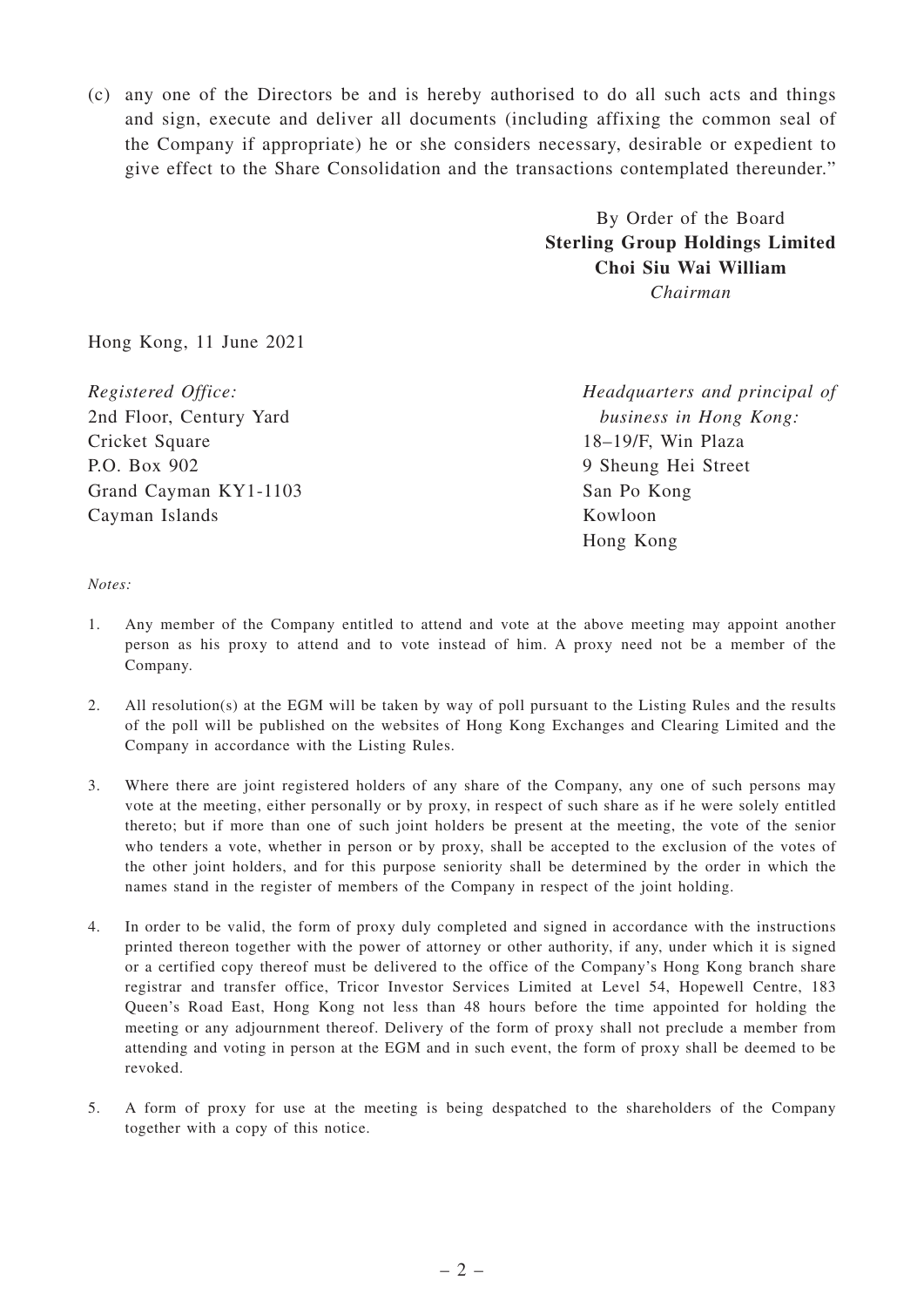(c) any one of the Directors be and is hereby authorised to do all such acts and things and sign, execute and deliver all documents (including affixing the common seal of the Company if appropriate) he or she considers necessary, desirable or expedient to give effect to the Share Consolidation and the transactions contemplated thereunder."

By Order of the Board
**Sterling Group Holdings Limited**
**Choi Siu Wai William**
*Chairman*

Hong Kong, 11 June 2021

*Registered Office:*
2nd Floor, Century Yard
Cricket Square
P.O. Box 902
Grand Cayman KY1-1103
Cayman Islands

*Headquarters and principal of business in Hong Kong:*
18–19/F, Win Plaza
9 Sheung Hei Street
San Po Kong
Kowloon
Hong Kong

*Notes:*

1. Any member of the Company entitled to attend and vote at the above meeting may appoint another person as his proxy to attend and to vote instead of him. A proxy need not be a member of the Company.

2. All resolution(s) at the EGM will be taken by way of poll pursuant to the Listing Rules and the results of the poll will be published on the websites of Hong Kong Exchanges and Clearing Limited and the Company in accordance with the Listing Rules.

3. Where there are joint registered holders of any share of the Company, any one of such persons may vote at the meeting, either personally or by proxy, in respect of such share as if he were solely entitled thereto; but if more than one of such joint holders be present at the meeting, the vote of the senior who tenders a vote, whether in person or by proxy, shall be accepted to the exclusion of the votes of the other joint holders, and for this purpose seniority shall be determined by the order in which the names stand in the register of members of the Company in respect of the joint holding.

4. In order to be valid, the form of proxy duly completed and signed in accordance with the instructions printed thereon together with the power of attorney or other authority, if any, under which it is signed or a certified copy thereof must be delivered to the office of the Company's Hong Kong branch share registrar and transfer office, Tricor Investor Services Limited at Level 54, Hopewell Centre, 183 Queen's Road East, Hong Kong not less than 48 hours before the time appointed for holding the meeting or any adjournment thereof. Delivery of the form of proxy shall not preclude a member from attending and voting in person at the EGM and in such event, the form of proxy shall be deemed to be revoked.

5. A form of proxy for use at the meeting is being despatched to the shareholders of the Company together with a copy of this notice.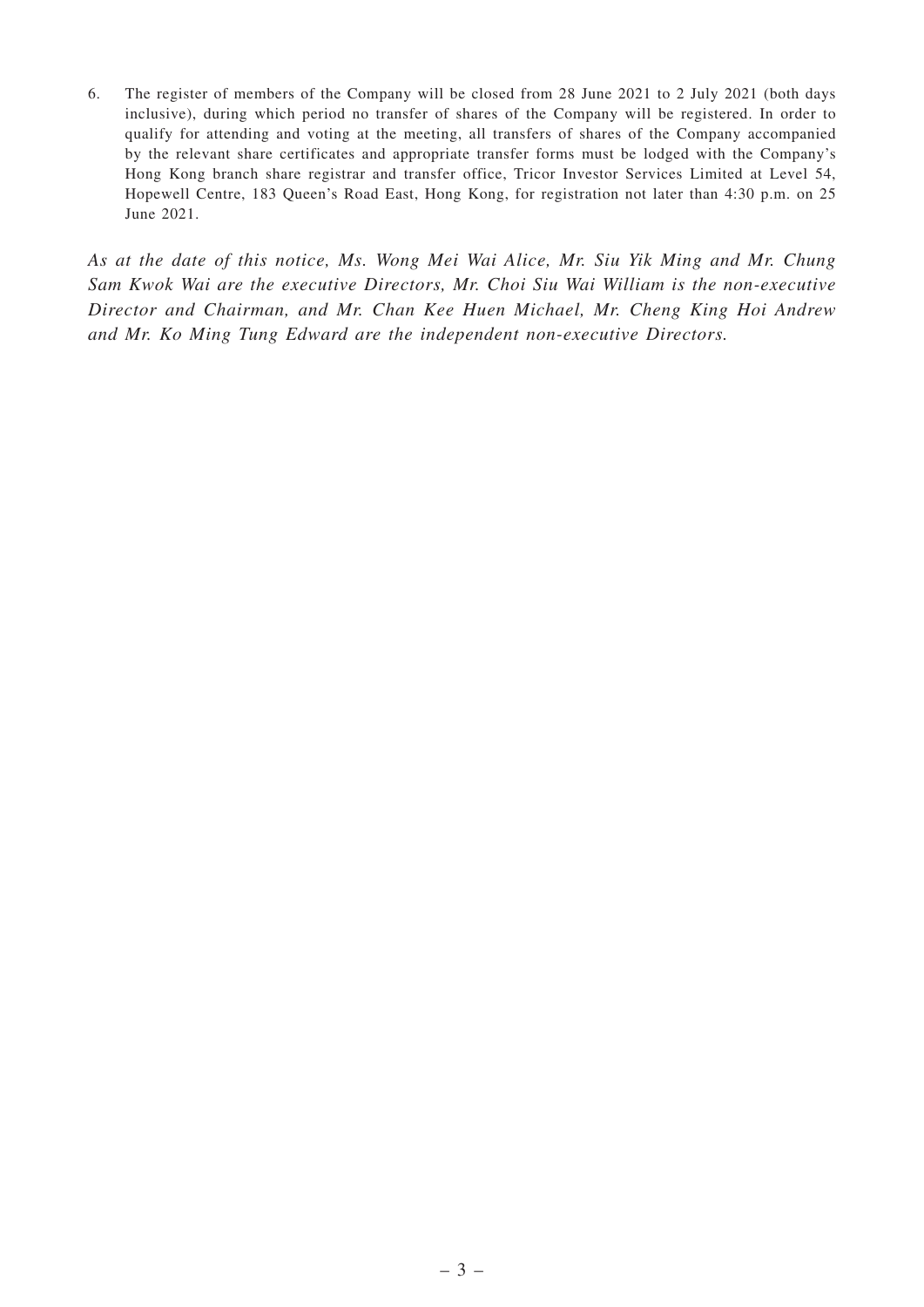6. The register of members of the Company will be closed from 28 June 2021 to 2 July 2021 (both days inclusive), during which period no transfer of shares of the Company will be registered. In order to qualify for attending and voting at the meeting, all transfers of shares of the Company accompanied by the relevant share certificates and appropriate transfer forms must be lodged with the Company's Hong Kong branch share registrar and transfer office, Tricor Investor Services Limited at Level 54, Hopewell Centre, 183 Queen's Road East, Hong Kong, for registration not later than 4:30 p.m. on 25 June 2021.

*As at the date of this notice, Ms. Wong Mei Wai Alice, Mr. Siu Yik Ming and Mr. Chung Sam Kwok Wai are the executive Directors, Mr. Choi Siu Wai William is the non-executive Director and Chairman, and Mr. Chan Kee Huen Michael, Mr. Cheng King Hoi Andrew and Mr. Ko Ming Tung Edward are the independent non-executive Directors.*